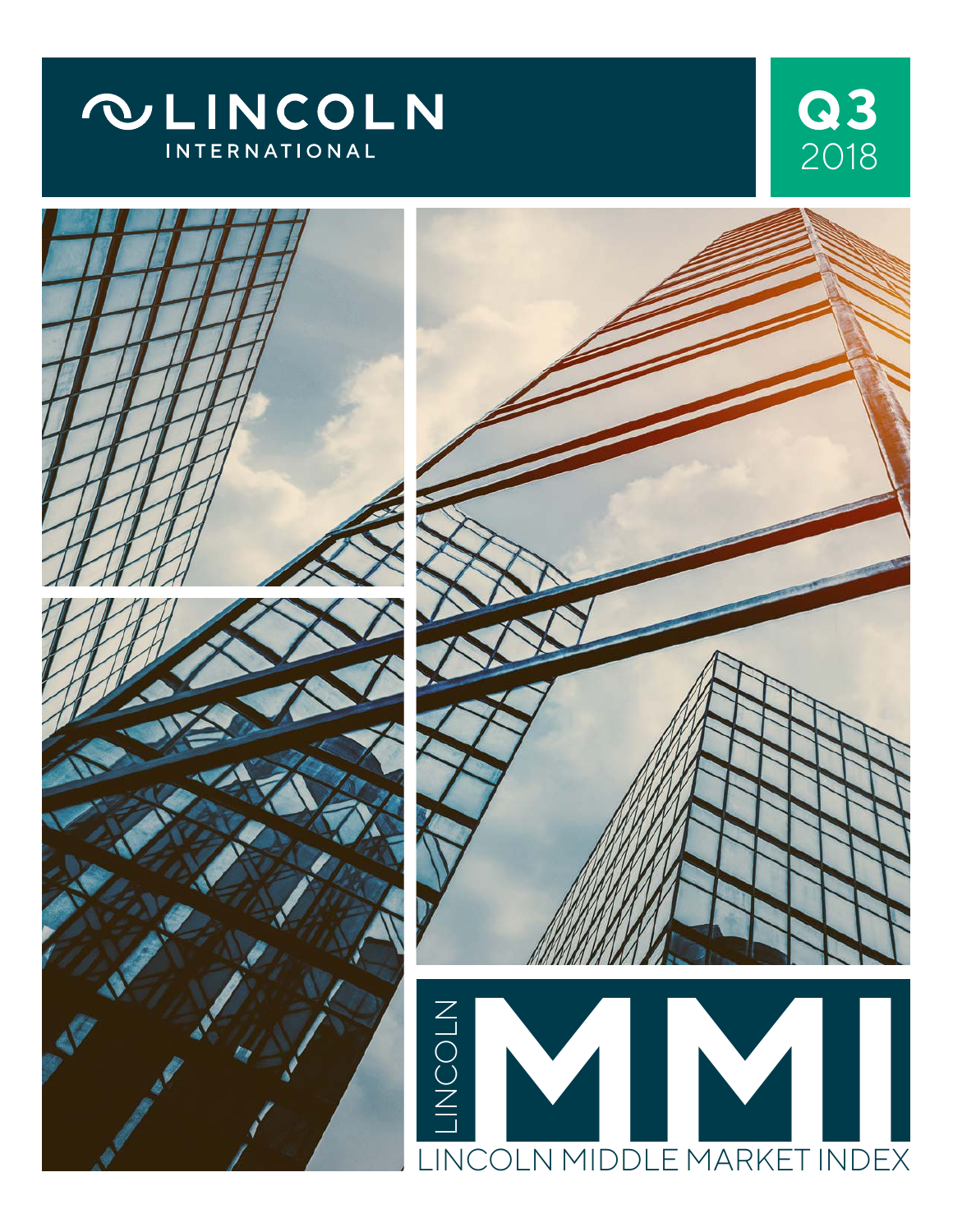LINCOLN INTERNATIONAL

Q3 2018

LINCOLN

# MMI

LINCOLN MIDDLE MARKET INDEX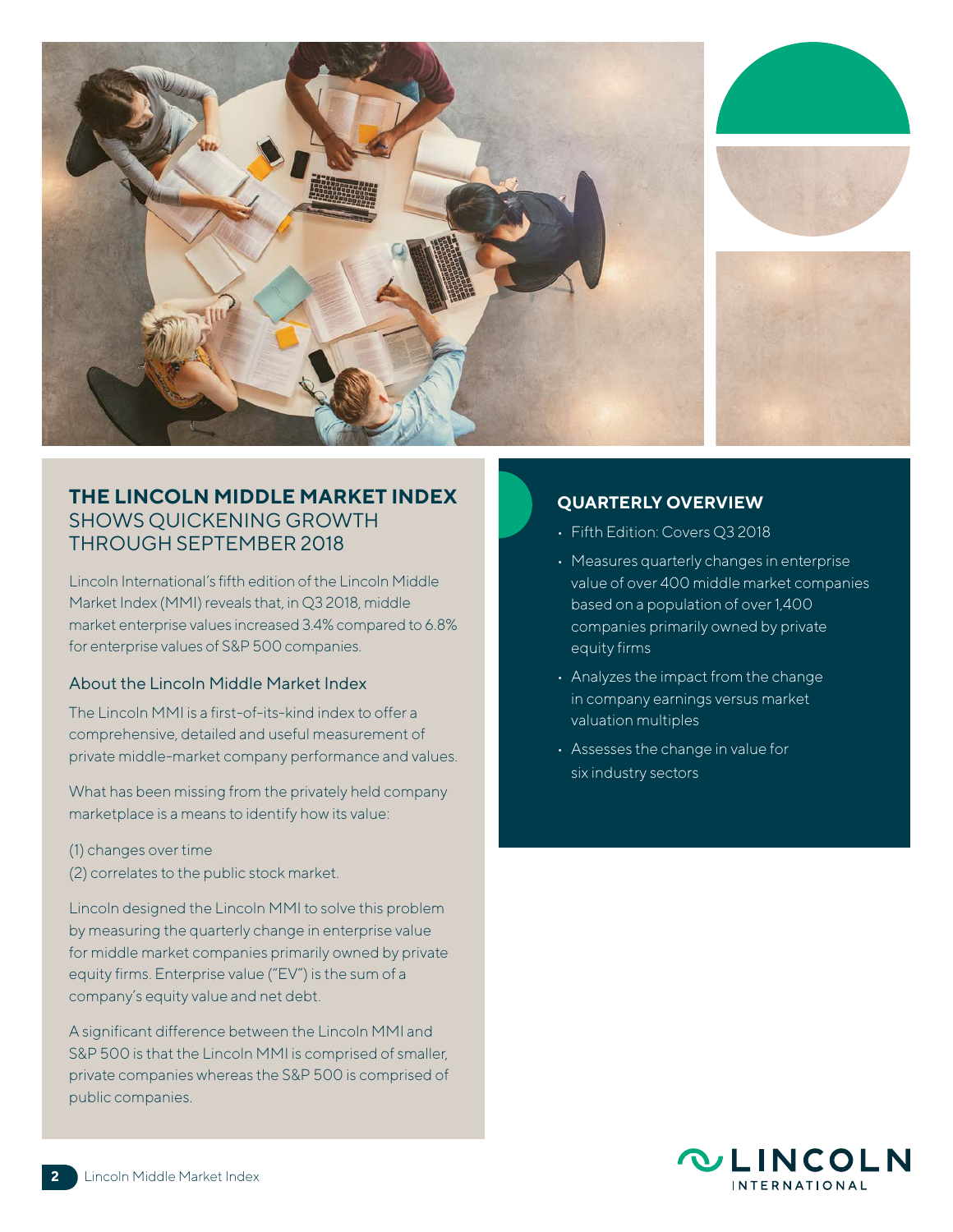## THE LINCOLN MIDDLE MARKET INDEX SHOWS QUICKENING GROWTH THROUGH SEPTEMBER 2018

Lincoln International's fifth edition of the Lincoln Middle Market Index (MMI) reveals that, in Q3 2018, middle market enterprise values increased 3.4% compared to 6.8% for enterprise values of S&P 500 companies.

### About the Lincoln Middle Market Index

The Lincoln MMI is a first-of-its-kind index to offer a comprehensive, detailed and useful measurement of private middle-market company performance and values.

What has been missing from the privately held company marketplace is a means to identify how its value:

(1) changes over time
(2) correlates to the public stock market.

Lincoln designed the Lincoln MMI to solve this problem by measuring the quarterly change in enterprise value for middle market companies primarily owned by private equity firms. Enterprise value ("EV") is the sum of a company's equity value and net debt.

A significant difference between the Lincoln MMI and S&P 500 is that the Lincoln MMI is comprised of smaller, private companies whereas the S&P 500 is comprised of public companies.

## QUARTERLY OVERVIEW

- Fifth Edition: Covers Q3 2018
- Measures quarterly changes in enterprise value of over 400 middle market companies based on a population of over 1,400 companies primarily owned by private equity firms
- Analyzes the impact from the change in company earnings versus market valuation multiples
- Assesses the change in value for six industry sectors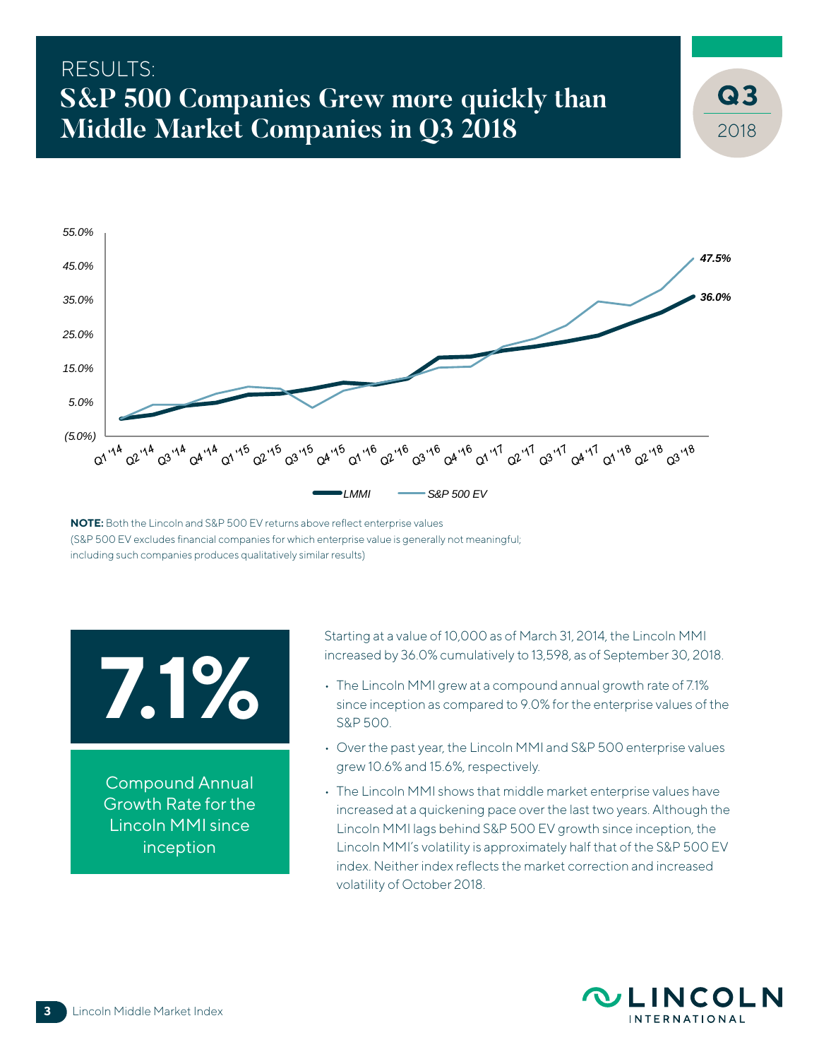RESULTS:

# S&P 500 Companies Grew more quickly than Middle Market Companies in Q3 2018

**Q3** 2018

**NOTE:** Both the Lincoln and S&P 500 EV returns above reflect enterprise values (S&P 500 EV excludes financial companies for which enterprise value is generally not meaningful; including such companies produces qualitatively similar results)

**7.1%**

Compound Annual Growth Rate for the Lincoln MMI since inception

Starting at a value of 10,000 as of March 31, 2014, the Lincoln MMI increased by 36.0% cumulatively to 13,598, as of September 30, 2018.

- The Lincoln MMI grew at a compound annual growth rate of 7.1% since inception as compared to 9.0% for the enterprise values of the S&P 500.
- Over the past year, the Lincoln MMI and S&P 500 enterprise values grew 10.6% and 15.6%, respectively.
- The Lincoln MMI shows that middle market enterprise values have increased at a quickening pace over the last two years. Although the Lincoln MMI lags behind S&P 500 EV growth since inception, the Lincoln MMI's volatility is approximately half that of the S&P 500 EV index. Neither index reflects the market correction and increased volatility of October 2018.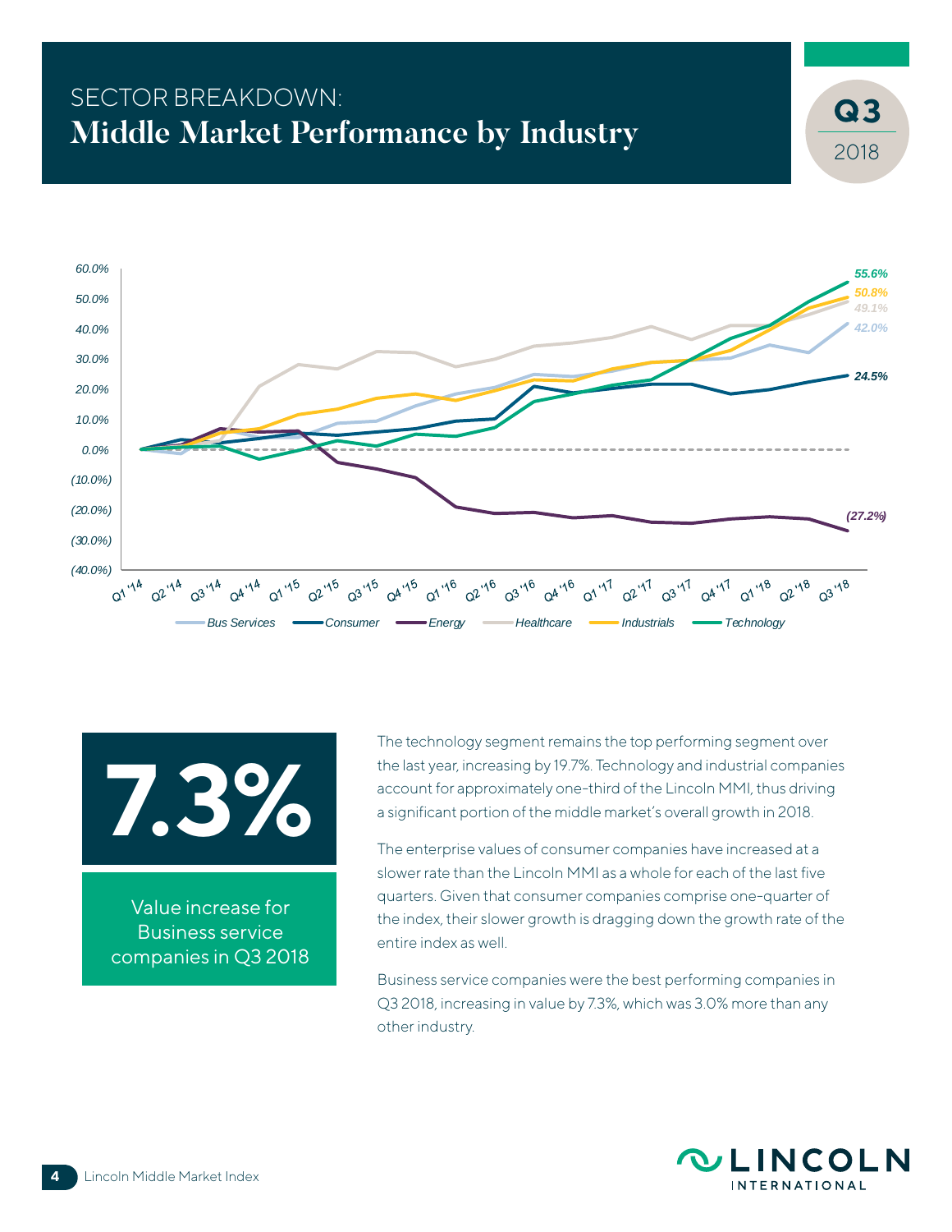# SECTOR BREAKDOWN:
## Middle Market Performance by Industry

**Q3** 2018

60.0%
50.0%
40.0%
30.0%
20.0%
10.0%
0.0%
(10.0%)
(20.0%)
(30.0%)
(40.0%)

Q1 '14 Q2 '14 Q3 '14 Q4 '14 Q1 '15 Q2 '15 Q3 '15 Q4 '15 Q1 '16 Q2 '16 Q3 '16 Q4 '16 Q1 '17 Q2 '17 Q3 '17 Q4 '17 Q1 '18 Q2 '18 Q3 '18

55.6%
50.8%
49.1%
42.0%
24.5%
(27.2%)

Bus Services | Consumer | Energy | Healthcare | Industrials | Technology

**7.3%**

Value increase for Business service companies in Q3 2018

The technology segment remains the top performing segment over the last year, increasing by 19.7%. Technology and industrial companies account for approximately one-third of the Lincoln MMI, thus driving a significant portion of the middle market's overall growth in 2018.

The enterprise values of consumer companies have increased at a slower rate than the Lincoln MMI as a whole for each of the last five quarters. Given that consumer companies comprise one-quarter of the index, their slower growth is dragging down the growth rate of the entire index as well.

Business service companies were the best performing companies in Q3 2018, increasing in value by 7.3%, which was 3.0% more than any other industry.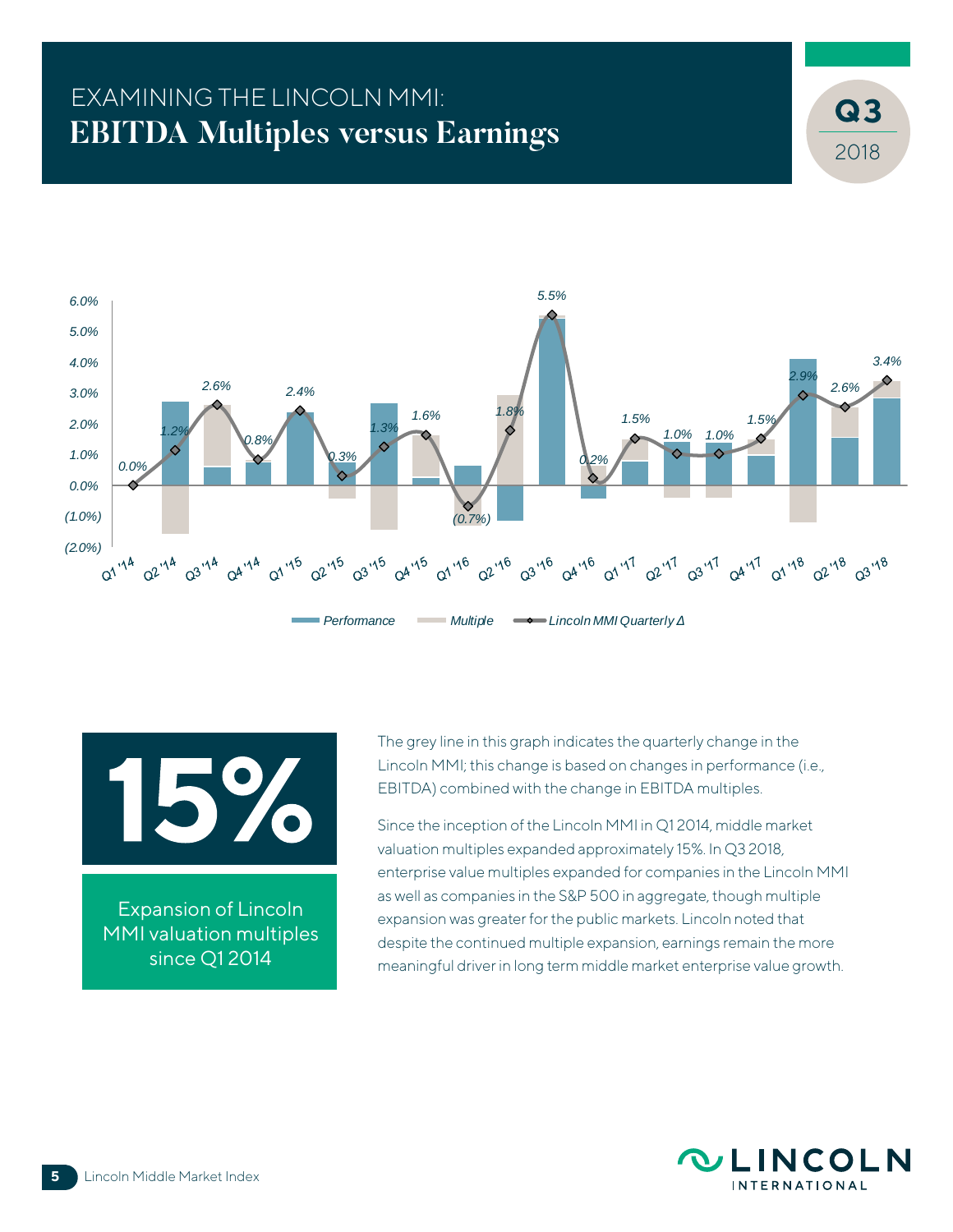# EXAMINING THE LINCOLN MMI:
## EBITDA Multiples versus Earnings

**Q3** 2018

| Quarter | Lincoln MMI Quarterly Δ |
|---|---|
| Q1 '14 | 0.0% |
| Q2 '14 | 1.2% |
| Q3 '14 | 2.6% |
| Q4 '14 | 0.8% |
| Q1 '15 | 2.4% |
| Q2 '15 | 0.3% |
| Q3 '15 | 1.3% |
| Q4 '15 | 1.6% |
| Q1 '16 | (0.7%) |
| Q2 '16 | 1.8% |
| Q3 '16 | 5.5% |
| Q4 '16 | 0.2% |
| Q1 '17 | 1.5% |
| Q2 '17 | 1.0% |
| Q3 '17 | 1.0% |
| Q4 '17 | 1.5% |
| Q1 '18 | 2.9% |
| Q2 '18 | 2.6% |
| Q3 '18 | 3.4% |

Performance | Multiple | Lincoln MMI Quarterly Δ

**15%**

Expansion of Lincoln MMI valuation multiples since Q1 2014

The grey line in this graph indicates the quarterly change in the Lincoln MMI; this change is based on changes in performance (i.e., EBITDA) combined with the change in EBITDA multiples.

Since the inception of the Lincoln MMI in Q1 2014, middle market valuation multiples expanded approximately 15%. In Q3 2018, enterprise value multiples expanded for companies in the Lincoln MMI as well as companies in the S&P 500 in aggregate, though multiple expansion was greater for the public markets. Lincoln noted that despite the continued multiple expansion, earnings remain the more meaningful driver in long term middle market enterprise value growth.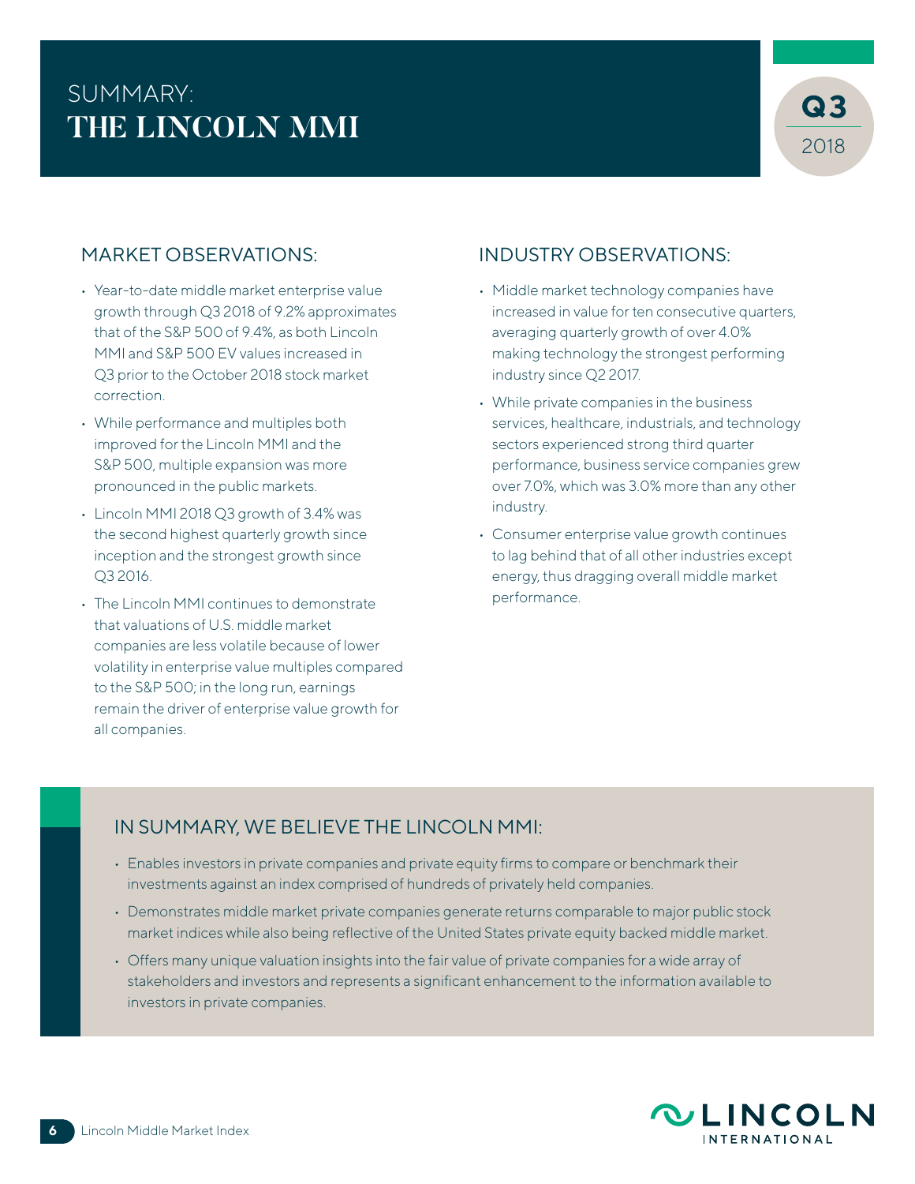# SUMMARY: THE LINCOLN MMI

**Q3 2018**

## MARKET OBSERVATIONS:

- Year-to-date middle market enterprise value growth through Q3 2018 of 9.2% approximates that of the S&P 500 of 9.4%, as both Lincoln MMI and S&P 500 EV values increased in Q3 prior to the October 2018 stock market correction.
- While performance and multiples both improved for the Lincoln MMI and the S&P 500, multiple expansion was more pronounced in the public markets.
- Lincoln MMI 2018 Q3 growth of 3.4% was the second highest quarterly growth since inception and the strongest growth since Q3 2016.
- The Lincoln MMI continues to demonstrate that valuations of U.S. middle market companies are less volatile because of lower volatility in enterprise value multiples compared to the S&P 500; in the long run, earnings remain the driver of enterprise value growth for all companies.

## INDUSTRY OBSERVATIONS:

- Middle market technology companies have increased in value for ten consecutive quarters, averaging quarterly growth of over 4.0% making technology the strongest performing industry since Q2 2017.
- While private companies in the business services, healthcare, industrials, and technology sectors experienced strong third quarter performance, business service companies grew over 7.0%, which was 3.0% more than any other industry.
- Consumer enterprise value growth continues to lag behind that of all other industries except energy, thus dragging overall middle market performance.

## IN SUMMARY, WE BELIEVE THE LINCOLN MMI:

- Enables investors in private companies and private equity firms to compare or benchmark their investments against an index comprised of hundreds of privately held companies.
- Demonstrates middle market private companies generate returns comparable to major public stock market indices while also being reflective of the United States private equity backed middle market.
- Offers many unique valuation insights into the fair value of private companies for a wide array of stakeholders and investors and represents a significant enhancement to the information available to investors in private companies.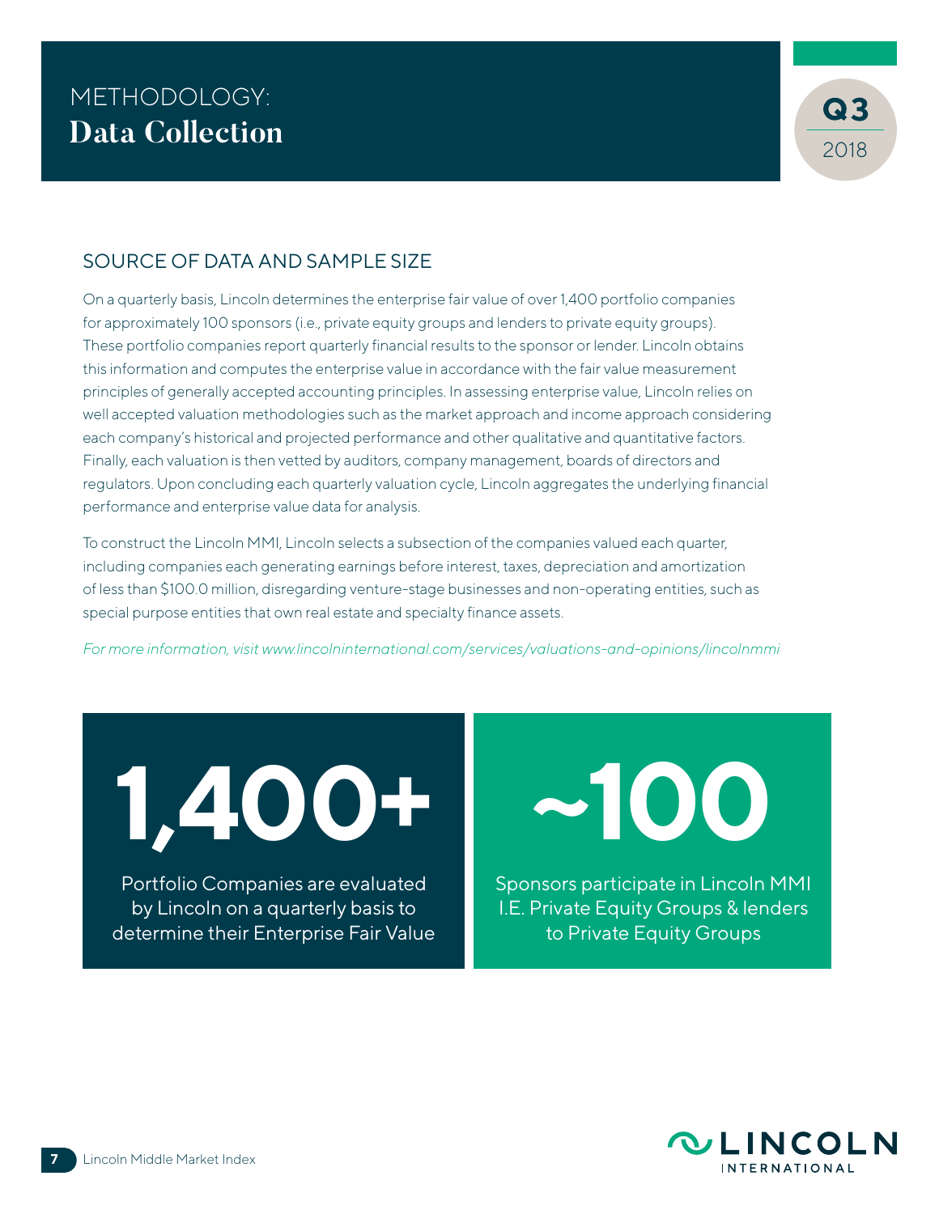# METHODOLOGY: **Data Collection**

Q3 2018

## SOURCE OF DATA AND SAMPLE SIZE

On a quarterly basis, Lincoln determines the enterprise fair value of over 1,400 portfolio companies for approximately 100 sponsors (i.e., private equity groups and lenders to private equity groups). These portfolio companies report quarterly financial results to the sponsor or lender. Lincoln obtains this information and computes the enterprise value in accordance with the fair value measurement principles of generally accepted accounting principles. In assessing enterprise value, Lincoln relies on well accepted valuation methodologies such as the market approach and income approach considering each company's historical and projected performance and other qualitative and quantitative factors. Finally, each valuation is then vetted by auditors, company management, boards of directors and regulators. Upon concluding each quarterly valuation cycle, Lincoln aggregates the underlying financial performance and enterprise value data for analysis.

To construct the Lincoln MMI, Lincoln selects a subsection of the companies valued each quarter, including companies each generating earnings before interest, taxes, depreciation and amortization of less than $100.0 million, disregarding venture-stage businesses and non-operating entities, such as special purpose entities that own real estate and specialty finance assets.

*For more information, visit www.lincolninternational.com/services/valuations-and-opinions/lincolnmmi*

**1,400+**

Portfolio Companies are evaluated by Lincoln on a quarterly basis to determine their Enterprise Fair Value

**~100**

Sponsors participate in Lincoln MMI I.E. Private Equity Groups & lenders to Private Equity Groups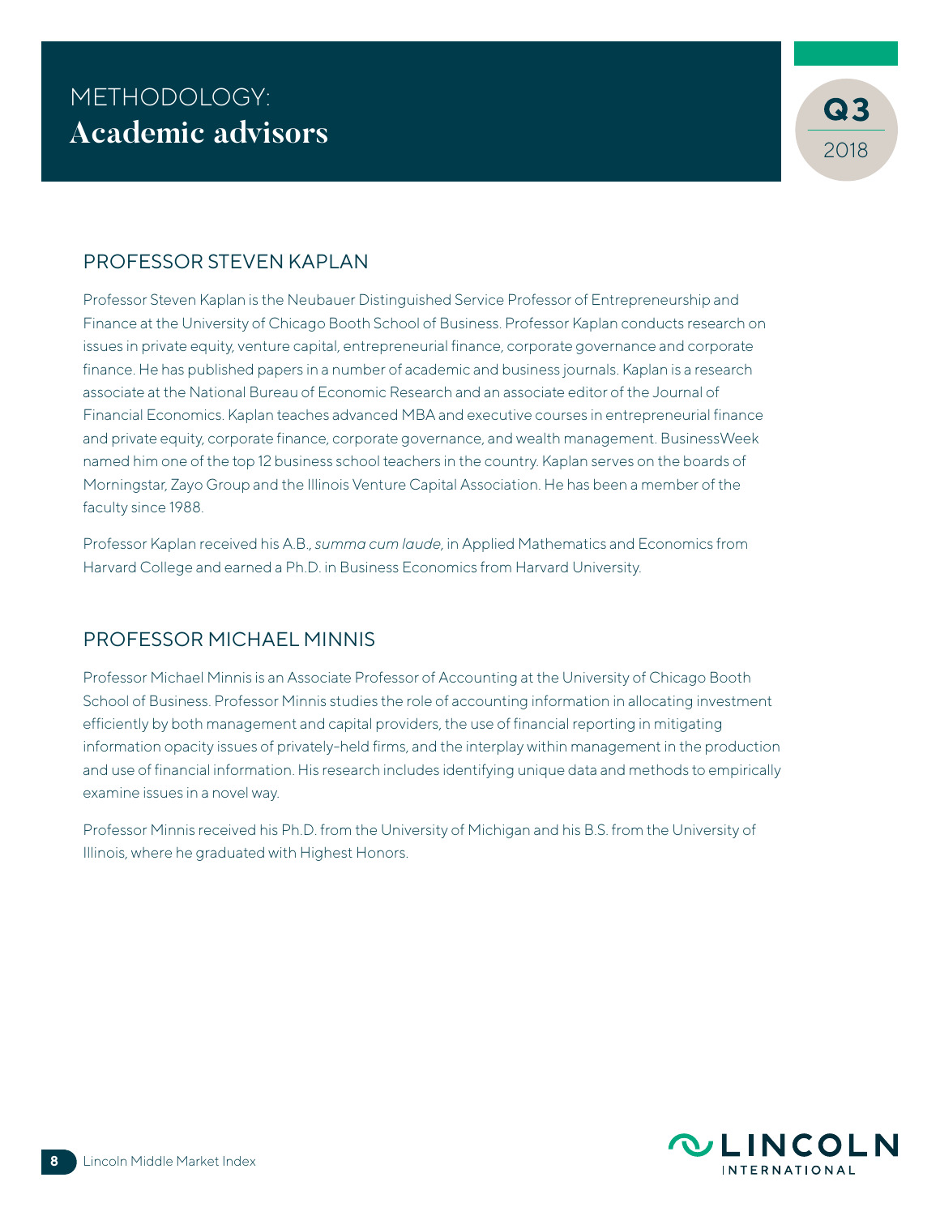# METHODOLOGY: **Academic advisors**

## PROFESSOR STEVEN KAPLAN

Professor Steven Kaplan is the Neubauer Distinguished Service Professor of Entrepreneurship and Finance at the University of Chicago Booth School of Business. Professor Kaplan conducts research on issues in private equity, venture capital, entrepreneurial finance, corporate governance and corporate finance. He has published papers in a number of academic and business journals. Kaplan is a research associate at the National Bureau of Economic Research and an associate editor of the Journal of Financial Economics. Kaplan teaches advanced MBA and executive courses in entrepreneurial finance and private equity, corporate finance, corporate governance, and wealth management. BusinessWeek named him one of the top 12 business school teachers in the country. Kaplan serves on the boards of Morningstar, Zayo Group and the Illinois Venture Capital Association. He has been a member of the faculty since 1988.

Professor Kaplan received his A.B., *summa cum laude*, in Applied Mathematics and Economics from Harvard College and earned a Ph.D. in Business Economics from Harvard University.

## PROFESSOR MICHAEL MINNIS

Professor Michael Minnis is an Associate Professor of Accounting at the University of Chicago Booth School of Business. Professor Minnis studies the role of accounting information in allocating investment efficiently by both management and capital providers, the use of financial reporting in mitigating information opacity issues of privately-held firms, and the interplay within management in the production and use of financial information. His research includes identifying unique data and methods to empirically examine issues in a novel way.

Professor Minnis received his Ph.D. from the University of Michigan and his B.S. from the University of Illinois, where he graduated with Highest Honors.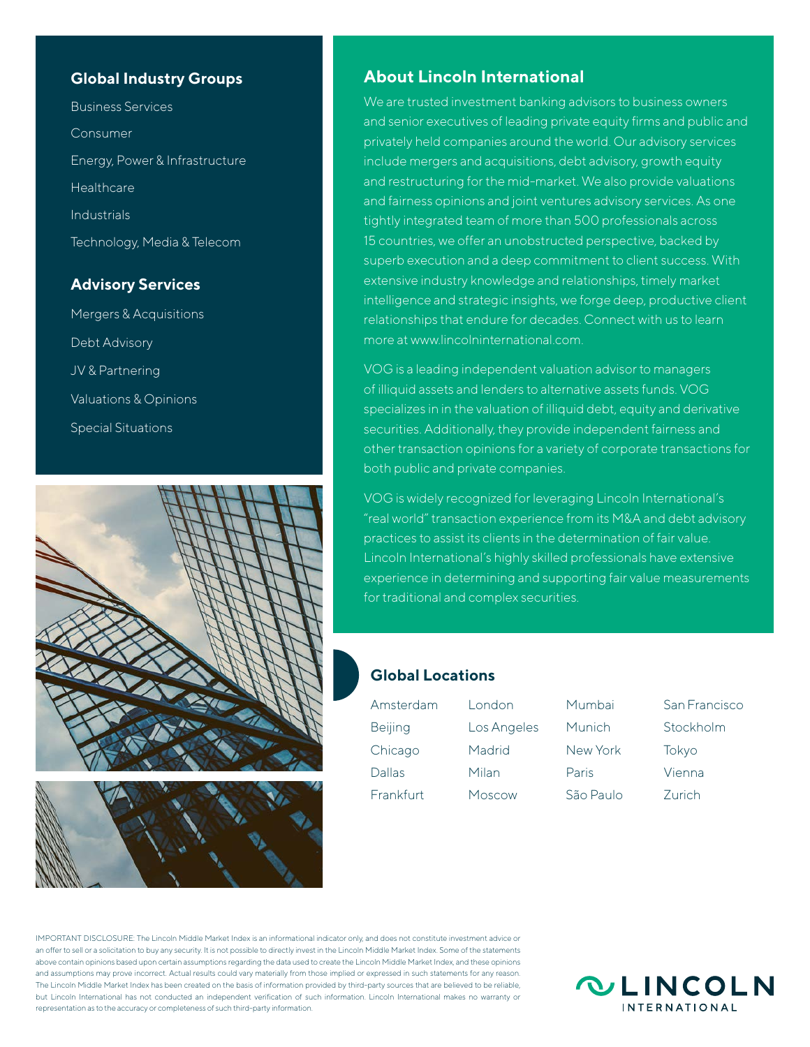## Global Industry Groups

- Business Services
- Consumer
- Energy, Power & Infrastructure
- Healthcare
- Industrials
- Technology, Media & Telecom

## Advisory Services

- Mergers & Acquisitions
- Debt Advisory
- JV & Partnering
- Valuations & Opinions
- Special Situations

## About Lincoln International

We are trusted investment banking advisors to business owners and senior executives of leading private equity firms and public and privately held companies around the world. Our advisory services include mergers and acquisitions, debt advisory, growth equity and restructuring for the mid-market. We also provide valuations and fairness opinions and joint ventures advisory services. As one tightly integrated team of more than 500 professionals across 15 countries, we offer an unobstructed perspective, backed by superb execution and a deep commitment to client success. With extensive industry knowledge and relationships, timely market intelligence and strategic insights, we forge deep, productive client relationships that endure for decades. Connect with us to learn more at www.lincolninternational.com.

VOG is a leading independent valuation advisor to managers of illiquid assets and lenders to alternative assets funds. VOG specializes in in the valuation of illiquid debt, equity and derivative securities. Additionally, they provide independent fairness and other transaction opinions for a variety of corporate transactions for both public and private companies.

VOG is widely recognized for leveraging Lincoln International's "real world" transaction experience from its M&A and debt advisory practices to assist its clients in the determination of fair value. Lincoln International's highly skilled professionals have extensive experience in determining and supporting fair value measurements for traditional and complex securities.

## Global Locations

| | | | |
|---|---|---|---|
| Amsterdam | London | Mumbai | San Francisco |
| Beijing | Los Angeles | Munich | Stockholm |
| Chicago | Madrid | New York | Tokyo |
| Dallas | Milan | Paris | Vienna |
| Frankfurt | Moscow | São Paulo | Zurich |

IMPORTANT DISCLOSURE: The Lincoln Middle Market Index is an informational indicator only, and does not constitute investment advice or an offer to sell or a solicitation to buy any security. It is not possible to directly invest in the Lincoln Middle Market Index. Some of the statements above contain opinions based upon certain assumptions regarding the data used to create the Lincoln Middle Market Index, and these opinions and assumptions may prove incorrect. Actual results could vary materially from those implied or expressed in such statements for any reason. The Lincoln Middle Market Index has been created on the basis of information provided by third-party sources that are believed to be reliable, but Lincoln International has not conducted an independent verification of such information. Lincoln International makes no warranty or representation as to the accuracy or completeness of such third-party information.

LINCOLN INTERNATIONAL